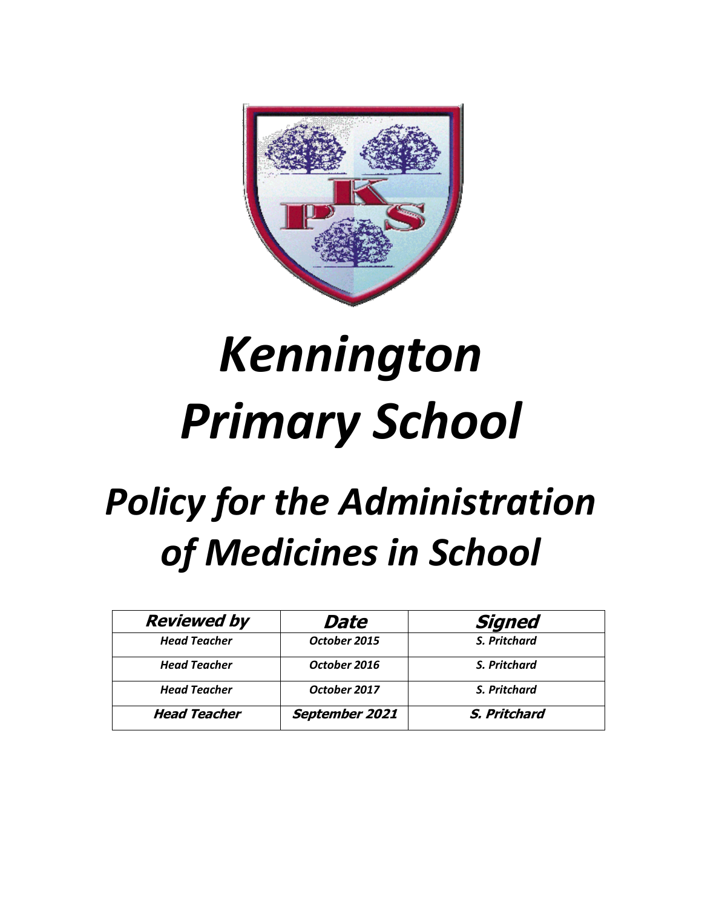# *Kennington Primary School*

# *Policy for the Administration of Medicines in School*

| ***Reviewed by*** | ***Date*** | ***Signed*** |
|---|---|---|
| ***Head Teacher*** | ***October 2015*** | ***S. Pritchard*** |
| ***Head Teacher*** | ***October 2016*** | ***S. Pritchard*** |
| ***Head Teacher*** | ***October 2017*** | ***S. Pritchard*** |
| ***Head Teacher*** | ***September 2021*** | ***S. Pritchard*** |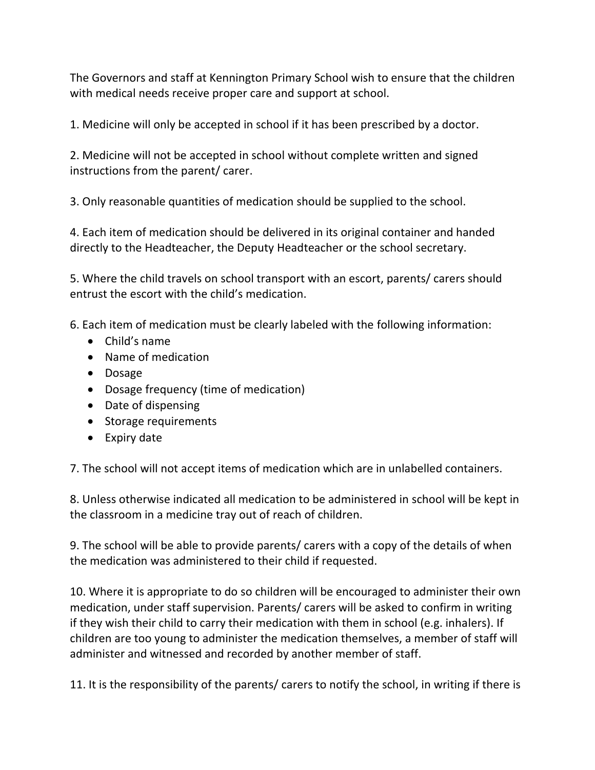The Governors and staff at Kennington Primary School wish to ensure that the children with medical needs receive proper care and support at school.

1. Medicine will only be accepted in school if it has been prescribed by a doctor.

2. Medicine will not be accepted in school without complete written and signed instructions from the parent/ carer.

3. Only reasonable quantities of medication should be supplied to the school.

4. Each item of medication should be delivered in its original container and handed directly to the Headteacher, the Deputy Headteacher or the school secretary.

5. Where the child travels on school transport with an escort, parents/ carers should entrust the escort with the child's medication.

6. Each item of medication must be clearly labeled with the following information:
   - Child's name
   - Name of medication
   - Dosage
   - Dosage frequency (time of medication)
   - Date of dispensing
   - Storage requirements
   - Expiry date

7. The school will not accept items of medication which are in unlabelled containers.

8. Unless otherwise indicated all medication to be administered in school will be kept in the classroom in a medicine tray out of reach of children.

9. The school will be able to provide parents/ carers with a copy of the details of when the medication was administered to their child if requested.

10. Where it is appropriate to do so children will be encouraged to administer their own medication, under staff supervision. Parents/ carers will be asked to confirm in writing if they wish their child to carry their medication with them in school (e.g. inhalers). If children are too young to administer the medication themselves, a member of staff will administer and witnessed and recorded by another member of staff.

11. It is the responsibility of the parents/ carers to notify the school, in writing if there is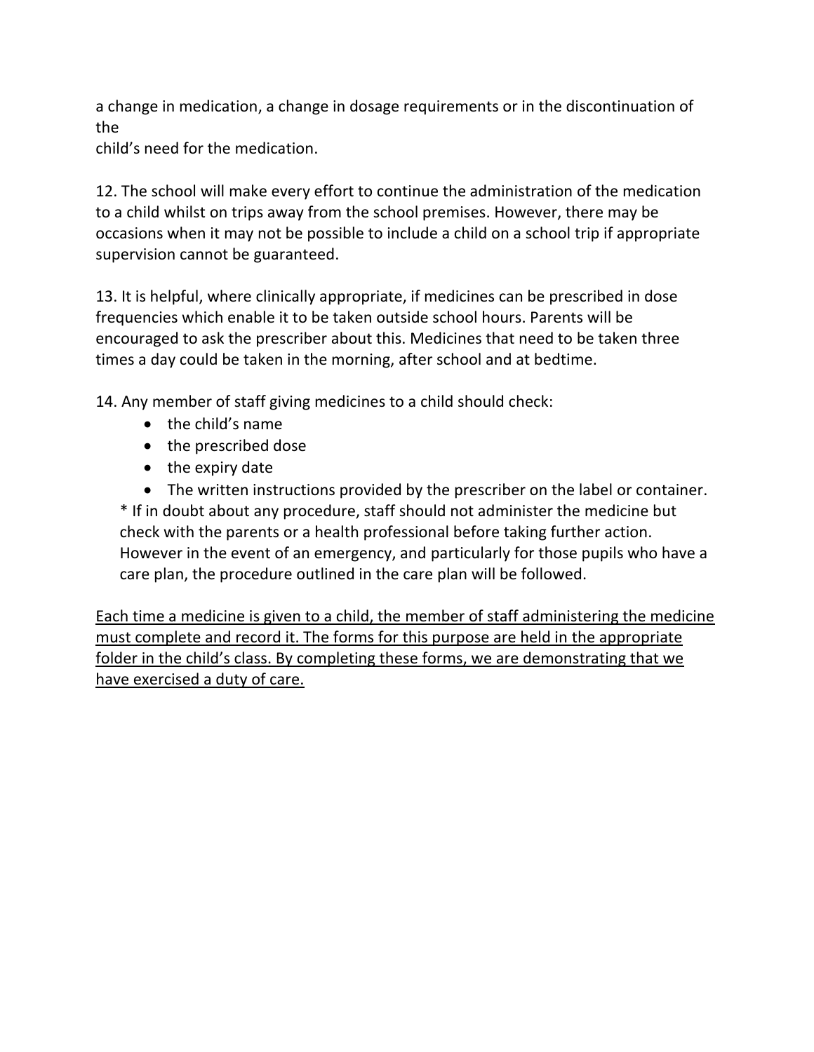a change in medication, a change in dosage requirements or in the discontinuation of the child's need for the medication.

12. The school will make every effort to continue the administration of the medication to a child whilst on trips away from the school premises. However, there may be occasions when it may not be possible to include a child on a school trip if appropriate supervision cannot be guaranteed.

13. It is helpful, where clinically appropriate, if medicines can be prescribed in dose frequencies which enable it to be taken outside school hours. Parents will be encouraged to ask the prescriber about this. Medicines that need to be taken three times a day could be taken in the morning, after school and at bedtime.

14. Any member of staff giving medicines to a child should check:

- the child's name
- the prescribed dose
- the expiry date
- The written instructions provided by the prescriber on the label or container.

* If in doubt about any procedure, staff should not administer the medicine but check with the parents or a health professional before taking further action. However in the event of an emergency, and particularly for those pupils who have a care plan, the procedure outlined in the care plan will be followed.

<u>Each time a medicine is given to a child, the member of staff administering the medicine must complete and record it. The forms for this purpose are held in the appropriate folder in the child's class. By completing these forms, we are demonstrating that we have exercised a duty of care.</u>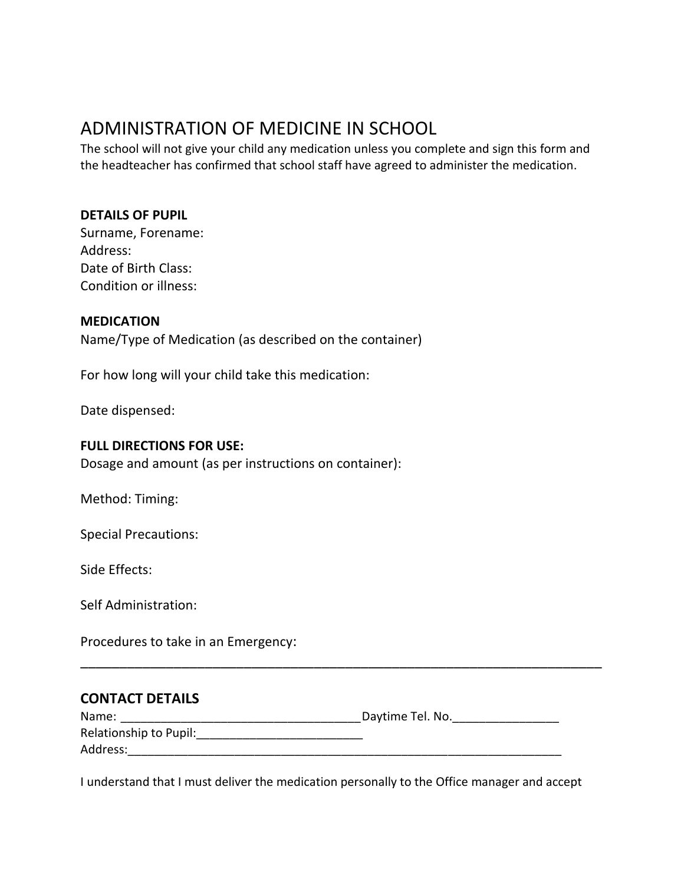# ADMINISTRATION OF MEDICINE IN SCHOOL

The school will not give your child any medication unless you complete and sign this form and the headteacher has confirmed that school staff have agreed to administer the medication.

**DETAILS OF PUPIL**

Surname, Forename:

Address:

Date of Birth Class:

Condition or illness:

**MEDICATION**

Name/Type of Medication (as described on the container)

For how long will your child take this medication:

Date dispensed:

**FULL DIRECTIONS FOR USE:**

Dosage and amount (as per instructions on container):

Method: Timing:

Special Precautions:

Side Effects:

Self Administration:

Procedures to take in an Emergency:

___________________________________________________________________________

**CONTACT DETAILS**

Name: ____________________________________ Daytime Tel. No.________________

Relationship to Pupil:_________________________

Address:_____________________________________________________________________

I understand that I must deliver the medication personally to the Office manager and accept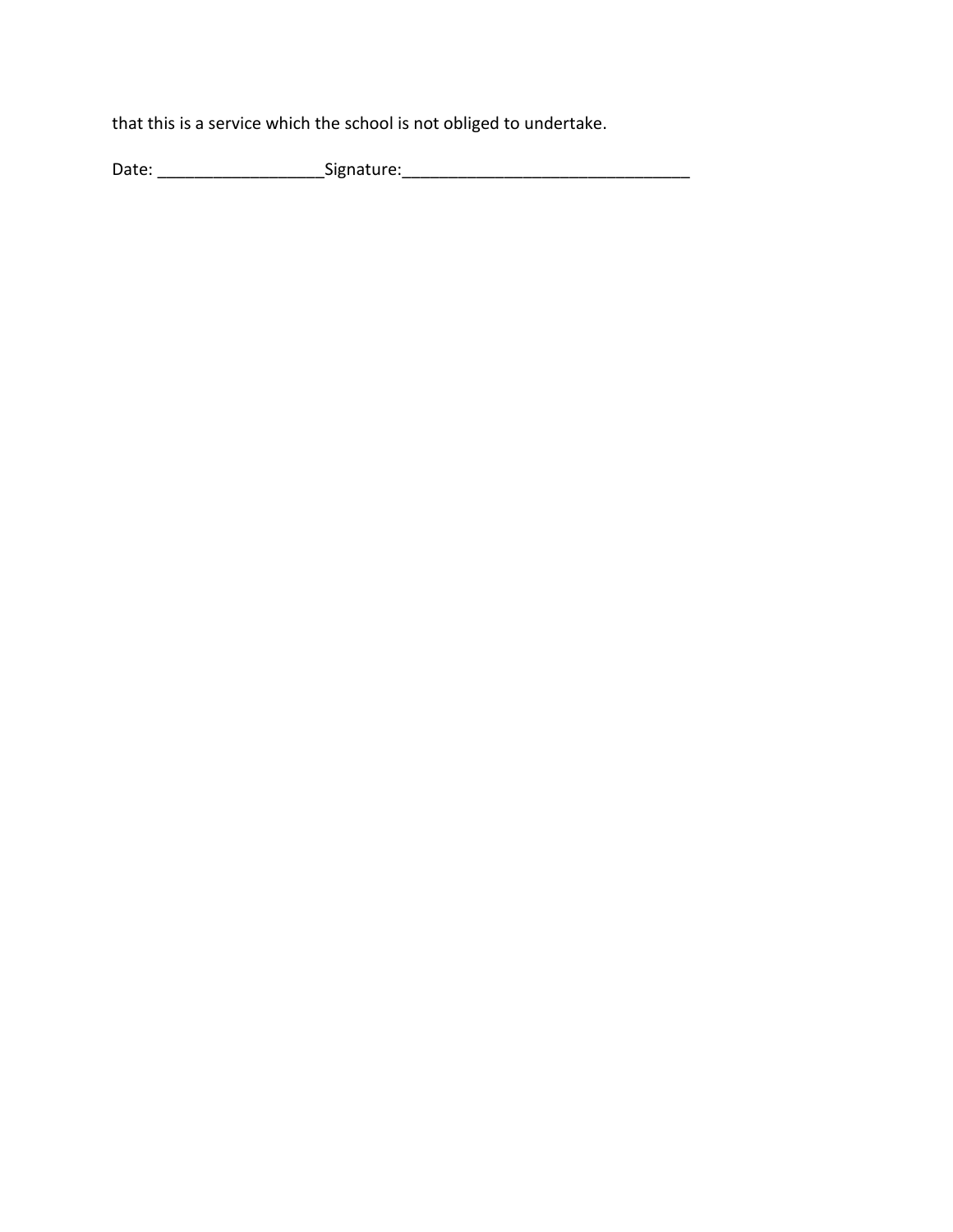that this is a service which the school is not obliged to undertake.

Date: __________________Signature:_______________________________